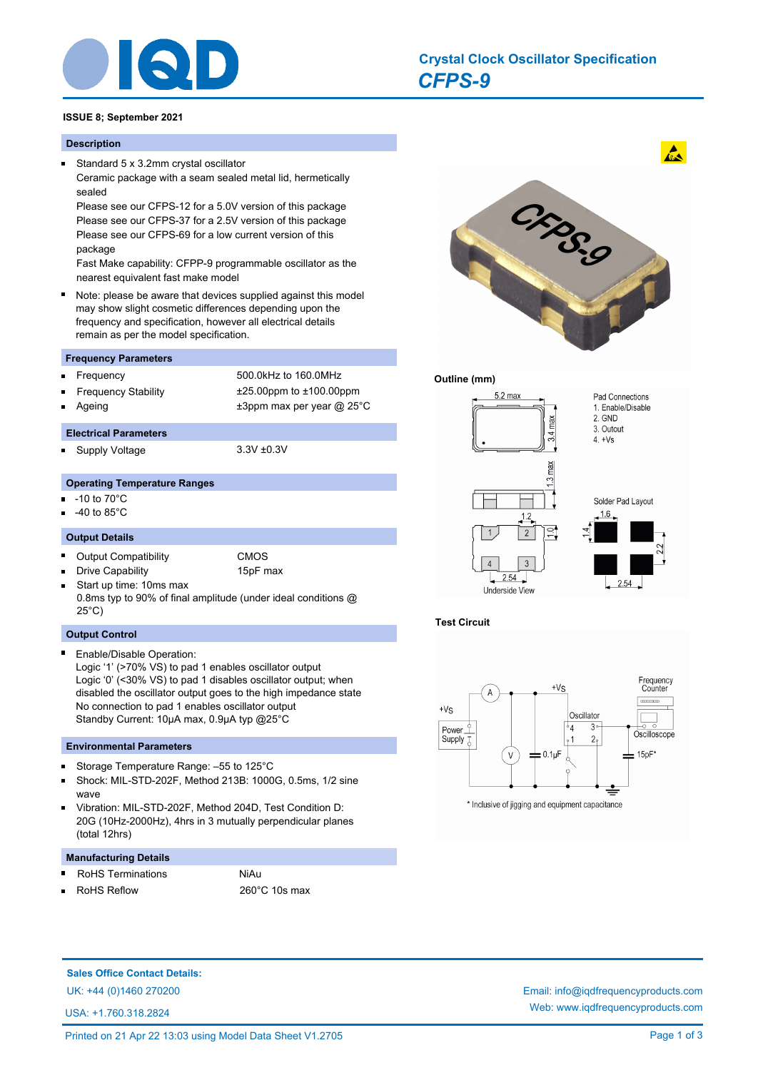# Crystal Clock Oscillator Specification

## *CFPS-9*

**ISSUE 8; September 2021**

### Description

- Standard 5 x 3.2mm crystal oscillator
  Ceramic package with a seam sealed metal lid, hermetically sealed
  Please see our CFPS-12 for a 5.0V version of this package
  Please see our CFPS-37 for a 2.5V version of this package
  Please see our CFPS-69 for a low current version of this package
  Fast Make capability: CFPP-9 programmable oscillator as the nearest equivalent fast make model
- Note: please be aware that devices supplied against this model may show slight cosmetic differences depending upon the frequency and specification, however all electrical details remain as per the model specification.

### Frequency Parameters

| | |
|---|---|
| Frequency | 500.0kHz to 160.0MHz |
| Frequency Stability | ±25.00ppm to ±100.00ppm |
| Ageing | ±3ppm max per year @ 25°C |

### Electrical Parameters

| | |
|---|---|
| Supply Voltage | 3.3V ±0.3V |

### Operating Temperature Ranges

- -10 to 70°C
- -40 to 85°C

### Output Details

| | |
|---|---|
| Output Compatibility | CMOS |
| Drive Capability | 15pF max |

- Start up time: 10ms max
  0.8ms typ to 90% of final amplitude (under ideal conditions @ 25°C)

### Output Control

- Enable/Disable Operation:
  Logic '1' (>70% VS) to pad 1 enables oscillator output
  Logic '0' (<30% VS) to pad 1 disables oscillator output; when disabled the oscillator output goes to the high impedance state
  No connection to pad 1 enables oscillator output
  Standby Current: 10µA max, 0.9µA typ @25°C

### Environmental Parameters

- Storage Temperature Range: –55 to 125°C
- Shock: MIL-STD-202F, Method 213B: 1000G, 0.5ms, 1/2 sine wave
- Vibration: MIL-STD-202F, Method 204D, Test Condition D: 20G (10Hz-2000Hz), 4hrs in 3 mutually perpendicular planes (total 12hrs)

### Manufacturing Details

| | |
|---|---|
| RoHS Terminations | NiAu |
| RoHS Reflow | 260°C 10s max |

### Outline (mm)

5.2 max; 3.4 max; 1.3 max; 1.2; 1.0; 2.54

Underside View

Pad Connections
1. Enable/Disable
2. GND
3. Outout
4. +Vs

Solder Pad Layout: 1.6; 1.4; 2.2; 2.54

### Test Circuit

+Vs, Power Supply, A, V, 0.1µF, Oscillator (pads 1, 2, 3, 4), Frequency Counter, Oscilloscope, 15pF*

\* Inclusive of jigging and equipment capacitance

**Sales Office Contact Details:**

UK: +44 (0)1460 270200

USA: +1.760.318.2824

Email: info@iqdfrequencyproducts.com

Web: www.iqdfrequencyproducts.com

Printed on 21 Apr 22 13:03 using Model Data Sheet V1.2705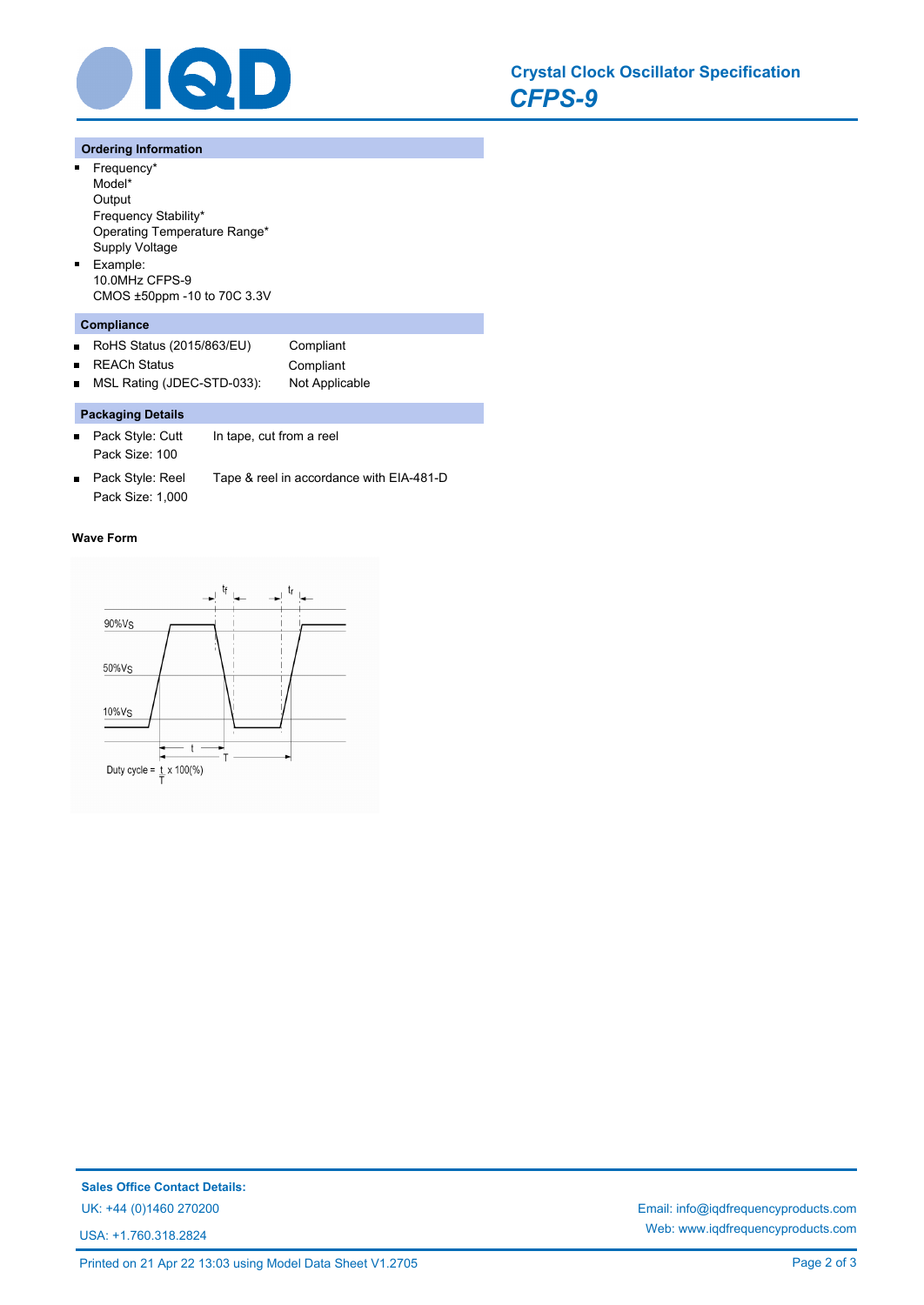## Ordering Information

- Frequency*
  Model*
  Output
  Frequency Stability*
  Operating Temperature Range*
  Supply Voltage
- Example:
  10.0MHz CFPS-9
  CMOS ±50ppm -10 to 70C 3.3V

## Compliance

- RoHS Status (2015/863/EU) Compliant
- REACh Status Compliant
- MSL Rating (JDEC-STD-033): Not Applicable

## Packaging Details

- Pack Style: Cutt — In tape, cut from a reel
  Pack Size: 100
- Pack Style: Reel — Tape & reel in accordance with EIA-481-D
  Pack Size: 1,000

### Wave Form

90%VS
50%VS
10%VS

$t_f$ $t_r$

t
T

Duty cycle = $\frac{t}{T}$ x 100(%)

**Sales Office Contact Details:**

UK: +44 (0)1460 270200

USA: +1.760.318.2824

Email: info@iqdfrequencyproducts.com

Web: www.iqdfrequencyproducts.com

Printed on 21 Apr 22 13:03 using Model Data Sheet V1.2705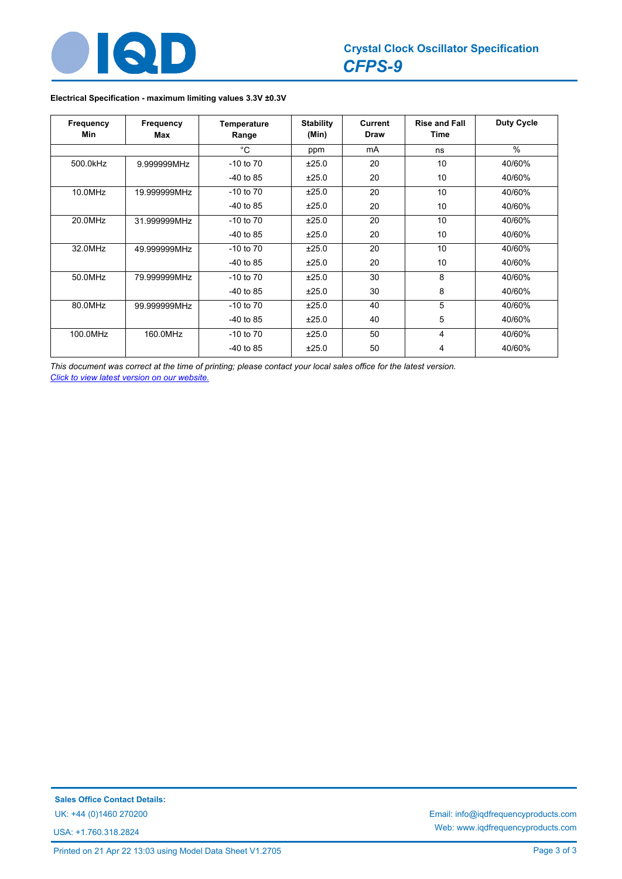**Electrical Specification - maximum limiting values 3.3V ±0.3V**

| Frequency Min | Frequency Max | Temperature Range | Stability (Min) | Current Draw | Rise and Fall Time | Duty Cycle |
|---|---|---|---|---|---|---|
| | | °C | ppm | mA | ns | % |
| 500.0kHz | 9.999999MHz | -10 to 70 | ±25.0 | 20 | 10 | 40/60% |
| | | -40 to 85 | ±25.0 | 20 | 10 | 40/60% |
| 10.0MHz | 19.999999MHz | -10 to 70 | ±25.0 | 20 | 10 | 40/60% |
| | | -40 to 85 | ±25.0 | 20 | 10 | 40/60% |
| 20.0MHz | 31.999999MHz | -10 to 70 | ±25.0 | 20 | 10 | 40/60% |
| | | -40 to 85 | ±25.0 | 20 | 10 | 40/60% |
| 32.0MHz | 49.999999MHz | -10 to 70 | ±25.0 | 20 | 10 | 40/60% |
| | | -40 to 85 | ±25.0 | 20 | 10 | 40/60% |
| 50.0MHz | 79.999999MHz | -10 to 70 | ±25.0 | 30 | 8 | 40/60% |
| | | -40 to 85 | ±25.0 | 30 | 8 | 40/60% |
| 80.0MHz | 99.999999MHz | -10 to 70 | ±25.0 | 40 | 5 | 40/60% |
| | | -40 to 85 | ±25.0 | 40 | 5 | 40/60% |
| 100.0MHz | 160.0MHz | -10 to 70 | ±25.0 | 50 | 4 | 40/60% |
| | | -40 to 85 | ±25.0 | 50 | 4 | 40/60% |

*This document was correct at the time of printing; please contact your local sales office for the latest version.*
*Click to view latest version on our website.*

**Sales Office Contact Details:**

UK: +44 (0)1460 270200

USA: +1.760.318.2824

Email: info@iqdfrequencyproducts.com

Web: www.iqdfrequencyproducts.com